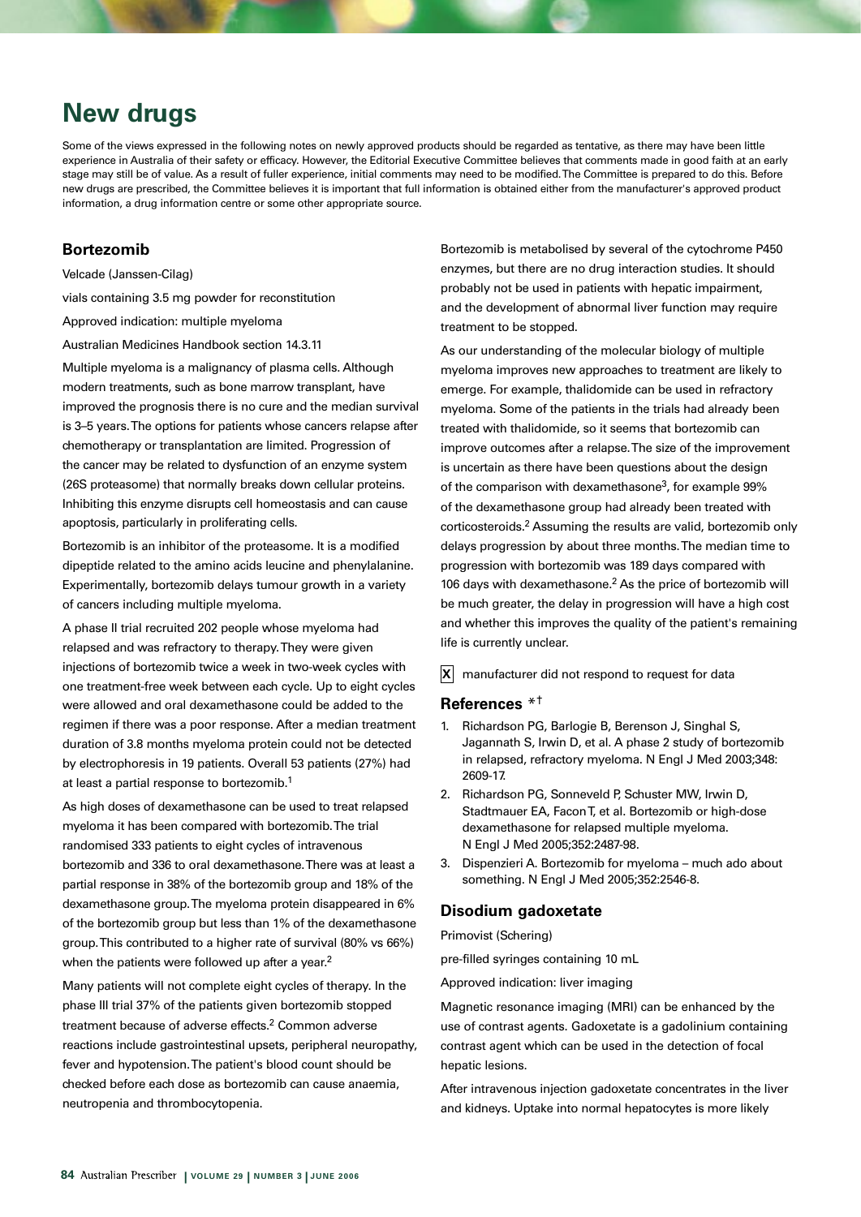# New drugs

Some of the views expressed in the following notes on newly approved products should be regarded as tentative, as there may have been little experience in Australia of their safety or efficacy. However, the Editorial Executive Committee believes that comments made in good faith at an early stage may still be of value. As a result of fuller experience, initial comments may need to be modified. The Committee is prepared to do this. Before new drugs are prescribed, the Committee believes it is important that full information is obtained either from the manufacturer's approved product information, a drug information centre or some other appropriate source.

## Bortezomib

Velcade (Janssen-Cilag)

vials containing 3.5 mg powder for reconstitution

Approved indication: multiple myeloma

Australian Medicines Handbook section 14.3.11

Multiple myeloma is a malignancy of plasma cells. Although modern treatments, such as bone marrow transplant, have improved the prognosis there is no cure and the median survival is 3–5 years. The options for patients whose cancers relapse after chemotherapy or transplantation are limited. Progression of the cancer may be related to dysfunction of an enzyme system (26S proteasome) that normally breaks down cellular proteins. Inhibiting this enzyme disrupts cell homeostasis and can cause apoptosis, particularly in proliferating cells.

Bortezomib is an inhibitor of the proteasome. It is a modified dipeptide related to the amino acids leucine and phenylalanine. Experimentally, bortezomib delays tumour growth in a variety of cancers including multiple myeloma.

A phase II trial recruited 202 people whose myeloma had relapsed and was refractory to therapy. They were given injections of bortezomib twice a week in two-week cycles with one treatment-free week between each cycle. Up to eight cycles were allowed and oral dexamethasone could be added to the regimen if there was a poor response. After a median treatment duration of 3.8 months myeloma protein could not be detected by electrophoresis in 19 patients. Overall 53 patients (27%) had at least a partial response to bortezomib.[1]

As high doses of dexamethasone can be used to treat relapsed myeloma it has been compared with bortezomib. The trial randomised 333 patients to eight cycles of intravenous bortezomib and 336 to oral dexamethasone. There was at least a partial response in 38% of the bortezomib group and 18% of the dexamethasone group. The myeloma protein disappeared in 6% of the bortezomib group but less than 1% of the dexamethasone group. This contributed to a higher rate of survival (80% vs 66%) when the patients were followed up after a year.[2]

Many patients will not complete eight cycles of therapy. In the phase III trial 37% of the patients given bortezomib stopped treatment because of adverse effects.[2] Common adverse reactions include gastrointestinal upsets, peripheral neuropathy, fever and hypotension. The patient's blood count should be checked before each dose as bortezomib can cause anaemia, neutropenia and thrombocytopenia.

Bortezomib is metabolised by several of the cytochrome P450 enzymes, but there are no drug interaction studies. It should probably not be used in patients with hepatic impairment, and the development of abnormal liver function may require treatment to be stopped.

As our understanding of the molecular biology of multiple myeloma improves new approaches to treatment are likely to emerge. For example, thalidomide can be used in refractory myeloma. Some of the patients in the trials had already been treated with thalidomide, so it seems that bortezomib can improve outcomes after a relapse. The size of the improvement is uncertain as there have been questions about the design of the comparison with dexamethasone[3], for example 99% of the dexamethasone group had already been treated with corticosteroids.[2] Assuming the results are valid, bortezomib only delays progression by about three months. The median time to progression with bortezomib was 189 days compared with 106 days with dexamethasone.[2] As the price of bortezomib will be much greater, the delay in progression will have a high cost and whether this improves the quality of the patient's remaining life is currently unclear.

X manufacturer did not respond to request for data

### References *†

1. Richardson PG, Barlogie B, Berenson J, Singhal S, Jagannath S, Irwin D, et al. A phase 2 study of bortezomib in relapsed, refractory myeloma. N Engl J Med 2003;348:2609-17.
2. Richardson PG, Sonneveld P, Schuster MW, Irwin D, Stadtmauer EA, Facon T, et al. Bortezomib or high-dose dexamethasone for relapsed multiple myeloma. N Engl J Med 2005;352:2487-98.
3. Dispenzieri A. Bortezomib for myeloma – much ado about something. N Engl J Med 2005;352:2546-8.

## Disodium gadoxetate

Primovist (Schering)

pre-filled syringes containing 10 mL

Approved indication: liver imaging

Magnetic resonance imaging (MRI) can be enhanced by the use of contrast agents. Gadoxetate is a gadolinium containing contrast agent which can be used in the detection of focal hepatic lesions.

After intravenous injection gadoxetate concentrates in the liver and kidneys. Uptake into normal hepatocytes is more likely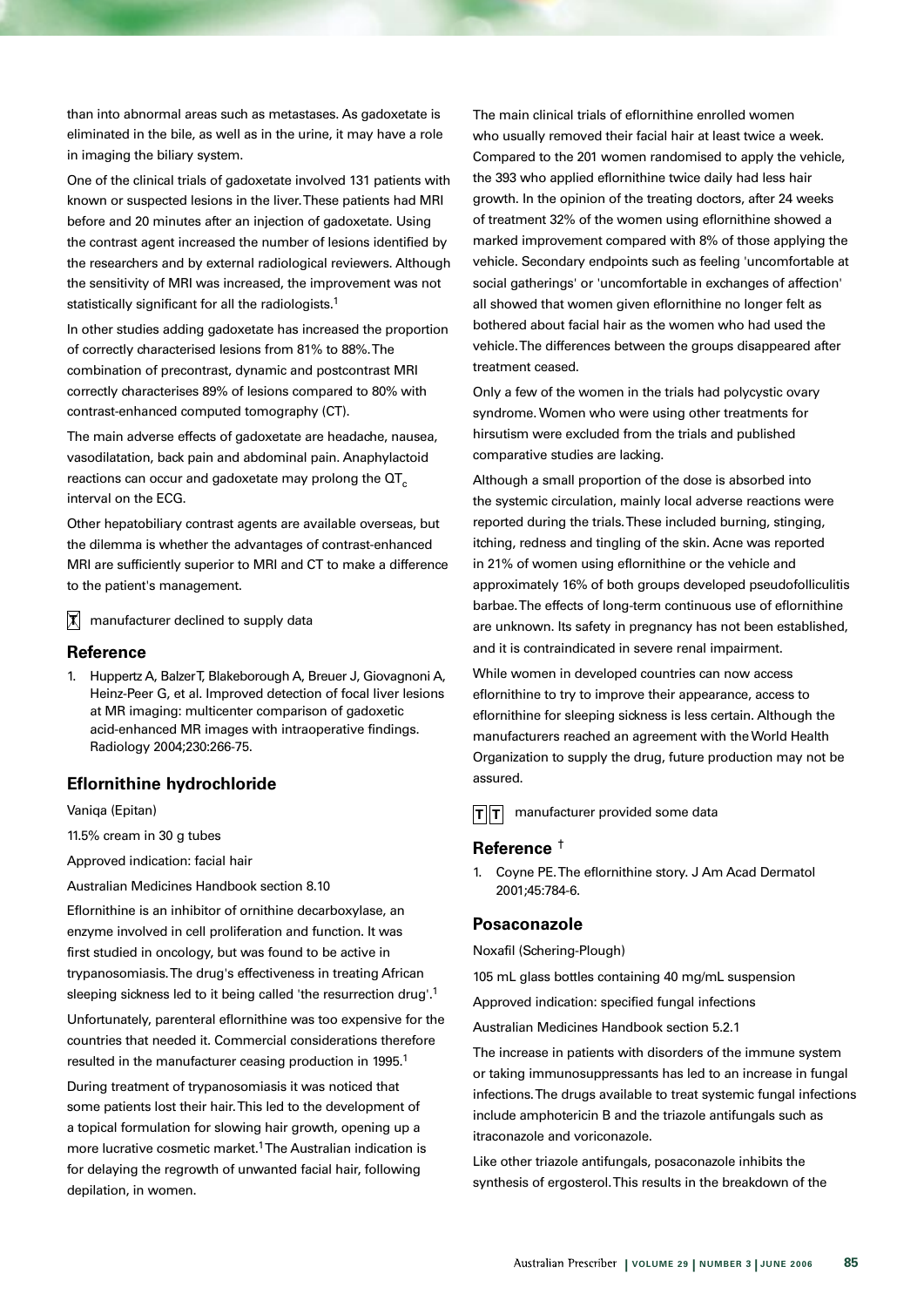than into abnormal areas such as metastases. As gadoxetate is eliminated in the bile, as well as in the urine, it may have a role in imaging the biliary system.

One of the clinical trials of gadoxetate involved 131 patients with known or suspected lesions in the liver. These patients had MRI before and 20 minutes after an injection of gadoxetate. Using the contrast agent increased the number of lesions identified by the researchers and by external radiological reviewers. Although the sensitivity of MRI was increased, the improvement was not statistically significant for all the radiologists.[1]

In other studies adding gadoxetate has increased the proportion of correctly characterised lesions from 81% to 88%. The combination of precontrast, dynamic and postcontrast MRI correctly characterises 89% of lesions compared to 80% with contrast-enhanced computed tomography (CT).

The main adverse effects of gadoxetate are headache, nausea, vasodilatation, back pain and abdominal pain. Anaphylactoid reactions can occur and gadoxetate may prolong the $QT_c$ interval on the ECG.

Other hepatobiliary contrast agents are available overseas, but the dilemma is whether the advantages of contrast-enhanced MRI are sufficiently superior to MRI and CT to make a difference to the patient's management.

T manufacturer declined to supply data

### Reference

1. Huppertz A, Balzer T, Blakeborough A, Breuer J, Giovagnoni A, Heinz-Peer G, et al. Improved detection of focal liver lesions at MR imaging: multicenter comparison of gadoxetic acid-enhanced MR images with intraoperative findings. Radiology 2004;230:266-75.

## Eflornithine hydrochloride

Vaniqa (Epitan)

11.5% cream in 30 g tubes

Approved indication: facial hair

Australian Medicines Handbook section 8.10

Eflornithine is an inhibitor of ornithine decarboxylase, an enzyme involved in cell proliferation and function. It was first studied in oncology, but was found to be active in trypanosomiasis. The drug's effectiveness in treating African sleeping sickness led to it being called 'the resurrection drug'.[1]

Unfortunately, parenteral eflornithine was too expensive for the countries that needed it. Commercial considerations therefore resulted in the manufacturer ceasing production in 1995.[1]

During treatment of trypanosomiasis it was noticed that some patients lost their hair. This led to the development of a topical formulation for slowing hair growth, opening up a more lucrative cosmetic market.[1] The Australian indication is for delaying the regrowth of unwanted facial hair, following depilation, in women.

The main clinical trials of eflornithine enrolled women who usually removed their facial hair at least twice a week. Compared to the 201 women randomised to apply the vehicle, the 393 who applied eflornithine twice daily had less hair growth. In the opinion of the treating doctors, after 24 weeks of treatment 32% of the women using eflornithine showed a marked improvement compared with 8% of those applying the vehicle. Secondary endpoints such as feeling 'uncomfortable at social gatherings' or 'uncomfortable in exchanges of affection' all showed that women given eflornithine no longer felt as bothered about facial hair as the women who had used the vehicle. The differences between the groups disappeared after treatment ceased.

Only a few of the women in the trials had polycystic ovary syndrome. Women who were using other treatments for hirsutism were excluded from the trials and published comparative studies are lacking.

Although a small proportion of the dose is absorbed into the systemic circulation, mainly local adverse reactions were reported during the trials. These included burning, stinging, itching, redness and tingling of the skin. Acne was reported in 21% of women using eflornithine or the vehicle and approximately 16% of both groups developed pseudofolliculitis barbae. The effects of long-term continuous use of eflornithine are unknown. Its safety in pregnancy has not been established, and it is contraindicated in severe renal impairment.

While women in developed countries can now access eflornithine to try to improve their appearance, access to eflornithine for sleeping sickness is less certain. Although the manufacturers reached an agreement with the World Health Organization to supply the drug, future production may not be assured.

T T manufacturer provided some data

### Reference †

1. Coyne PE. The eflornithine story. J Am Acad Dermatol 2001;45:784-6.

## Posaconazole

Noxafil (Schering-Plough)

105 mL glass bottles containing 40 mg/mL suspension

Approved indication: specified fungal infections

Australian Medicines Handbook section 5.2.1

The increase in patients with disorders of the immune system or taking immunosuppressants has led to an increase in fungal infections. The drugs available to treat systemic fungal infections include amphotericin B and the triazole antifungals such as itraconazole and voriconazole.

Like other triazole antifungals, posaconazole inhibits the synthesis of ergosterol. This results in the breakdown of the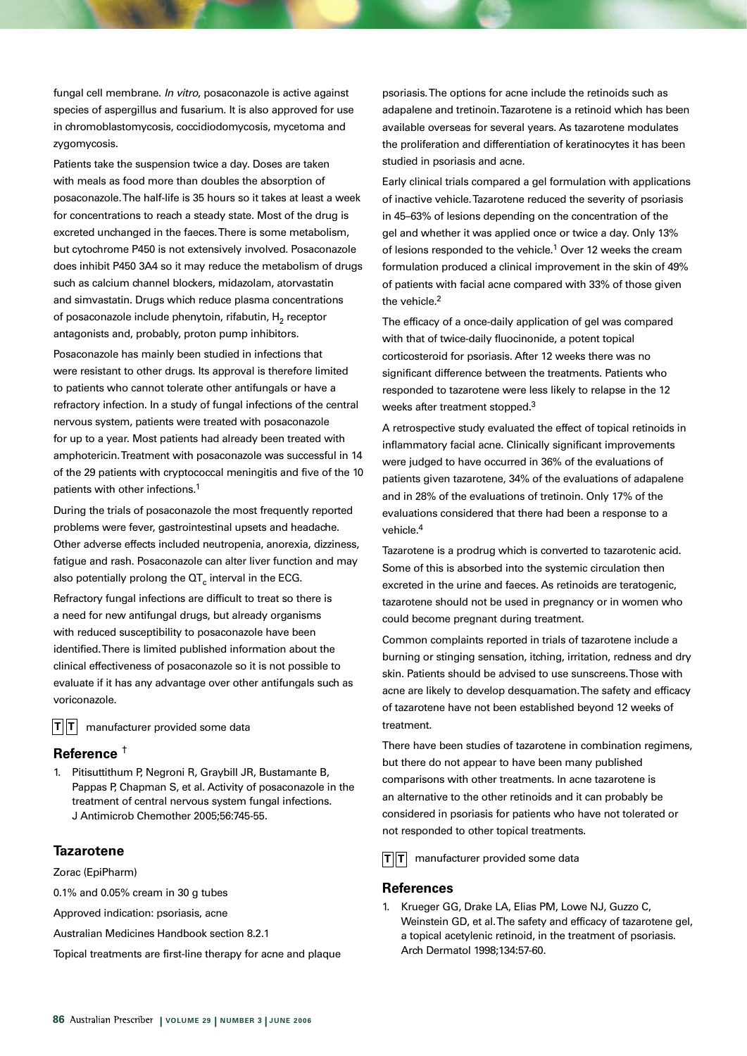fungal cell membrane. *In vitro*, posaconazole is active against species of aspergillus and fusarium. It is also approved for use in chromoblastomycosis, coccidiodomycosis, mycetoma and zygomycosis.

Patients take the suspension twice a day. Doses are taken with meals as food more than doubles the absorption of posaconazole. The half-life is 35 hours so it takes at least a week for concentrations to reach a steady state. Most of the drug is excreted unchanged in the faeces. There is some metabolism, but cytochrome P450 is not extensively involved. Posaconazole does inhibit P450 3A4 so it may reduce the metabolism of drugs such as calcium channel blockers, midazolam, atorvastatin and simvastatin. Drugs which reduce plasma concentrations of posaconazole include phenytoin, rifabutin, $H_2$ receptor antagonists and, probably, proton pump inhibitors.

Posaconazole has mainly been studied in infections that were resistant to other drugs. Its approval is therefore limited to patients who cannot tolerate other antifungals or have a refractory infection. In a study of fungal infections of the central nervous system, patients were treated with posaconazole for up to a year. Most patients had already been treated with amphotericin. Treatment with posaconazole was successful in 14 of the 29 patients with cryptococcal meningitis and five of the 10 patients with other infections.[1]

During the trials of posaconazole the most frequently reported problems were fever, gastrointestinal upsets and headache. Other adverse effects included neutropenia, anorexia, dizziness, fatigue and rash. Posaconazole can alter liver function and may also potentially prolong the $QT_c$ interval in the ECG.

Refractory fungal infections are difficult to treat so there is a need for new antifungal drugs, but already organisms with reduced susceptibility to posaconazole have been identified. There is limited published information about the clinical effectiveness of posaconazole so it is not possible to evaluate if it has any advantage over other antifungals such as voriconazole.

**T** **T** manufacturer provided some data

### Reference [†]

1. Pitisuttithum P, Negroni R, Graybill JR, Bustamante B, Pappas P, Chapman S, et al. Activity of posaconazole in the treatment of central nervous system fungal infections. J Antimicrob Chemother 2005;56:745-55.

## Tazarotene

Zorac (EpiPharm)

0.1% and 0.05% cream in 30 g tubes

Approved indication: psoriasis, acne

Australian Medicines Handbook section 8.2.1

Topical treatments are first-line therapy for acne and plaque psoriasis. The options for acne include the retinoids such as adapalene and tretinoin. Tazarotene is a retinoid which has been available overseas for several years. As tazarotene modulates the proliferation and differentiation of keratinocytes it has been studied in psoriasis and acne.

Early clinical trials compared a gel formulation with applications of inactive vehicle. Tazarotene reduced the severity of psoriasis in 45–63% of lesions depending on the concentration of the gel and whether it was applied once or twice a day. Only 13% of lesions responded to the vehicle.[1] Over 12 weeks the cream formulation produced a clinical improvement in the skin of 49% of patients with facial acne compared with 33% of those given the vehicle.[2]

The efficacy of a once-daily application of gel was compared with that of twice-daily fluocinonide, a potent topical corticosteroid for psoriasis. After 12 weeks there was no significant difference between the treatments. Patients who responded to tazarotene were less likely to relapse in the 12 weeks after treatment stopped.[3]

A retrospective study evaluated the effect of topical retinoids in inflammatory facial acne. Clinically significant improvements were judged to have occurred in 36% of the evaluations of patients given tazarotene, 34% of the evaluations of adapalene and in 28% of the evaluations of tretinoin. Only 17% of the evaluations considered that there had been a response to a vehicle.[4]

Tazarotene is a prodrug which is converted to tazarotenic acid. Some of this is absorbed into the systemic circulation then excreted in the urine and faeces. As retinoids are teratogenic, tazarotene should not be used in pregnancy or in women who could become pregnant during treatment.

Common complaints reported in trials of tazarotene include a burning or stinging sensation, itching, irritation, redness and dry skin. Patients should be advised to use sunscreens. Those with acne are likely to develop desquamation. The safety and efficacy of tazarotene have not been established beyond 12 weeks of treatment.

There have been studies of tazarotene in combination regimens, but there do not appear to have been many published comparisons with other treatments. In acne tazarotene is an alternative to the other retinoids and it can probably be considered in psoriasis for patients who have not tolerated or not responded to other topical treatments.

**T** **T** manufacturer provided some data

### References

1. Krueger GG, Drake LA, Elias PM, Lowe NJ, Guzzo C, Weinstein GD, et al. The safety and efficacy of tazarotene gel, a topical acetylenic retinoid, in the treatment of psoriasis. Arch Dermatol 1998;134:57-60.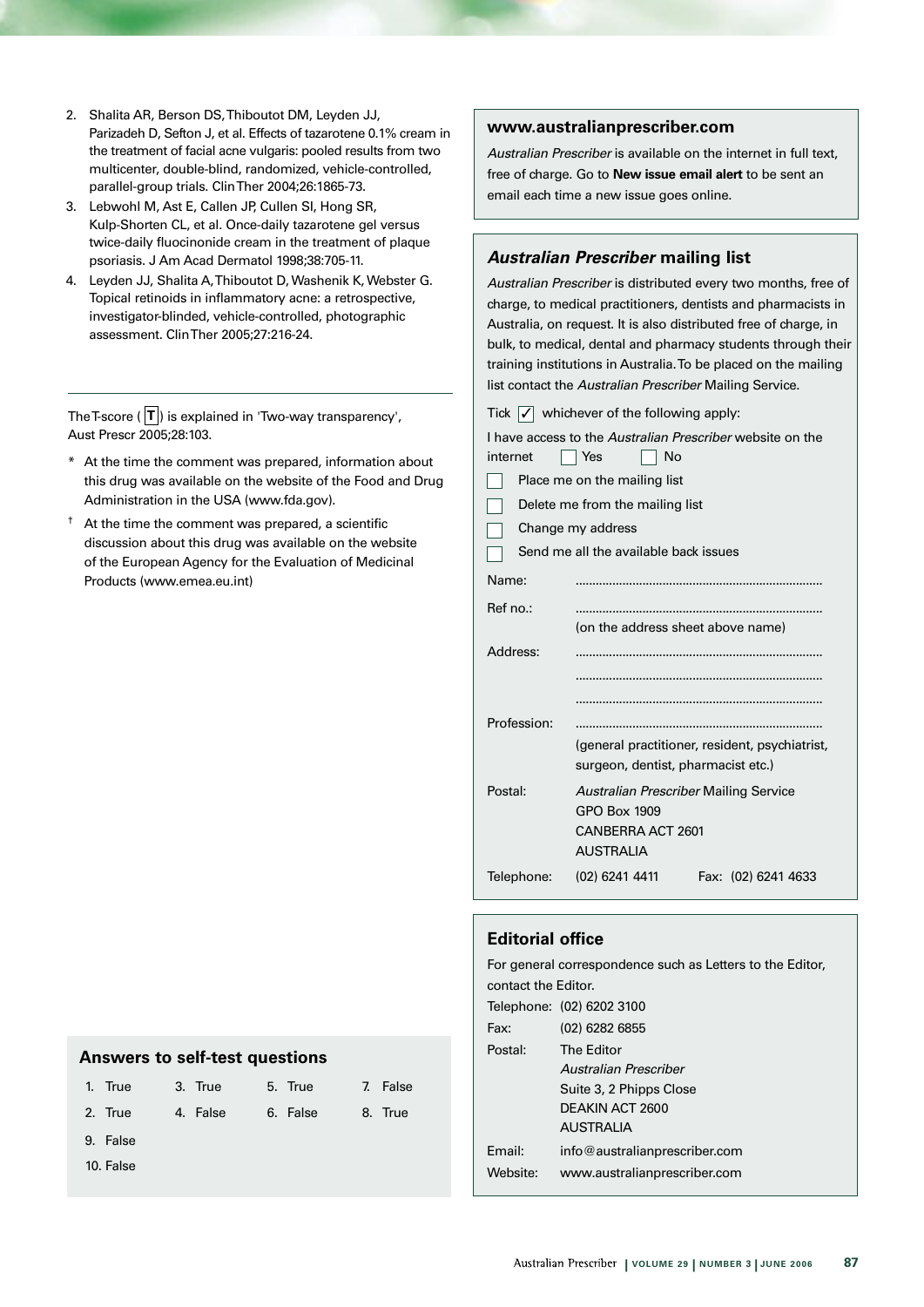2. Shalita AR, Berson DS, Thiboutot DM, Leyden JJ, Parizadeh D, Sefton J, et al. Effects of tazarotene 0.1% cream in the treatment of facial acne vulgaris: pooled results from two multicenter, double-blind, randomized, vehicle-controlled, parallel-group trials. Clin Ther 2004;26:1865-73.
3. Lebwohl M, Ast E, Callen JP, Cullen SI, Hong SR, Kulp-Shorten CL, et al. Once-daily tazarotene gel versus twice-daily fluocinonide cream in the treatment of plaque psoriasis. J Am Acad Dermatol 1998;38:705-11.
4. Leyden JJ, Shalita A, Thiboutot D, Washenik K, Webster G. Topical retinoids in inflammatory acne: a retrospective, investigator-blinded, vehicle-controlled, photographic assessment. Clin Ther 2005;27:216-24.

---

The T-score ( **T** ) is explained in 'Two-way transparency', Aust Prescr 2005;28:103.

\* At the time the comment was prepared, information about this drug was available on the website of the Food and Drug Administration in the USA (www.fda.gov).

† At the time the comment was prepared, a scientific discussion about this drug was available on the website of the European Agency for the Evaluation of Medicinal Products (www.emea.eu.int)

## Answers to self-test questions

1. True
2. True
3. True
4. False
5. True
6. False
7. False
8. True
9. False
10. False

## www.australianprescriber.com

*Australian Prescriber* is available on the internet in full text, free of charge. Go to **New issue email alert** to be sent an email each time a new issue goes online.

## *Australian Prescriber* mailing list

*Australian Prescriber* is distributed every two months, free of charge, to medical practitioners, dentists and pharmacists in Australia, on request. It is also distributed free of charge, in bulk, to medical, dental and pharmacy students through their training institutions in Australia. To be placed on the mailing list contact the *Australian Prescriber* Mailing Service.

Tick ☑ whichever of the following apply:

I have access to the *Australian Prescriber* website on the internet ☐ Yes ☐ No

☐ Place me on the mailing list

☐ Delete me from the mailing list

☐ Change my address

☐ Send me all the available back issues

Name: ..........................................................................

Ref no.: ..........................................................................
(on the address sheet above name)

Address: ..........................................................................
..........................................................................
..........................................................................

Profession: ..........................................................................
(general practitioner, resident, psychiatrist, surgeon, dentist, pharmacist etc.)

Postal: *Australian Prescriber* Mailing Service
GPO Box 1909
CANBERRA ACT 2601
AUSTRALIA

Telephone: (02) 6241 4411 Fax: (02) 6241 4633

## Editorial office

For general correspondence such as Letters to the Editor, contact the Editor.

Telephone: (02) 6202 3100

Fax: (02) 6282 6855

Postal: The Editor
*Australian Prescriber*
Suite 3, 2 Phipps Close
DEAKIN ACT 2600
AUSTRALIA

Email: info@australianprescriber.com

Website: www.australianprescriber.com